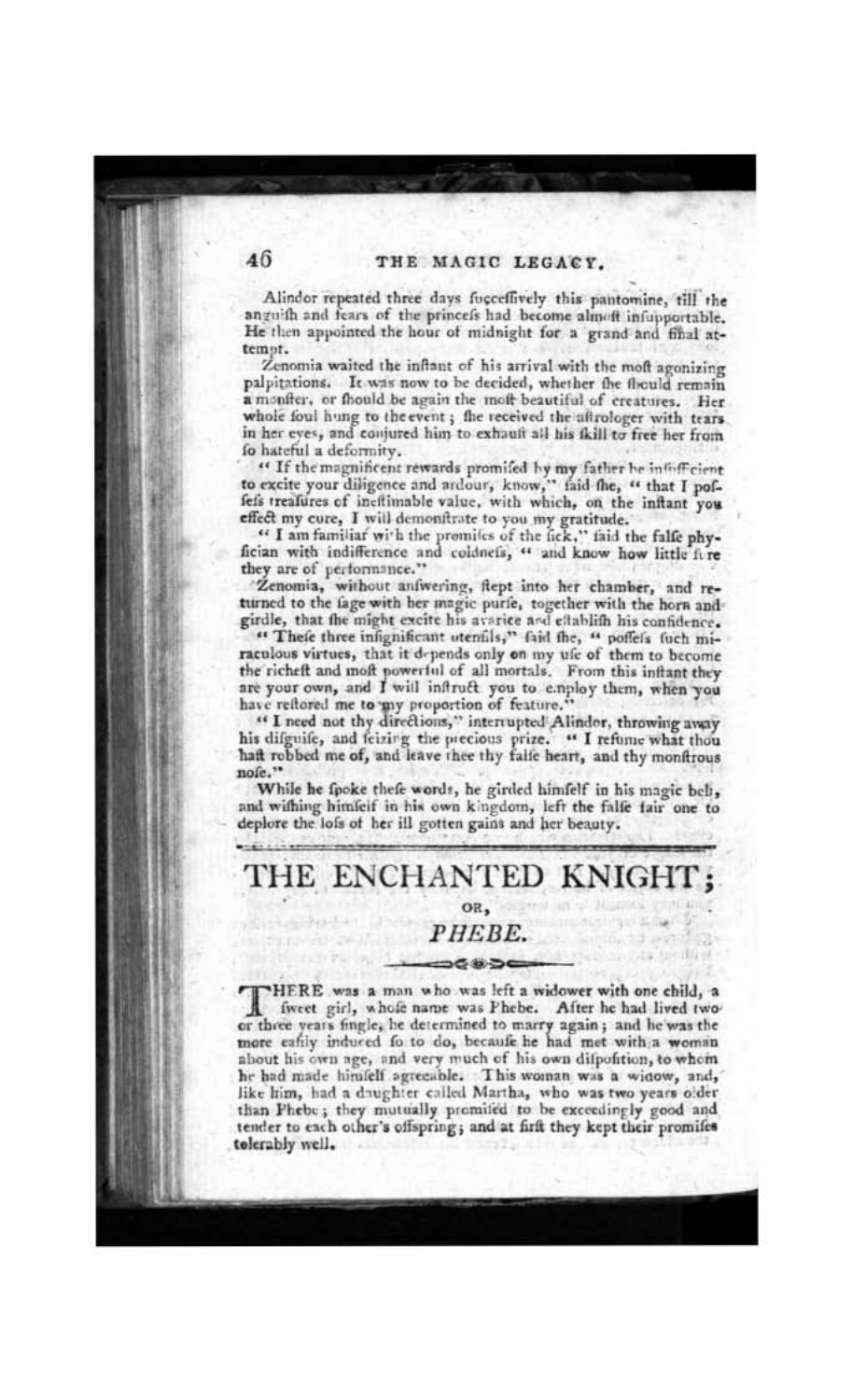Alindor repeated three days fucceffively this pantomine, till the anguifh and fears of the princefs had become almoft infupportable. He then appointed the hour of midnight for a grand and final attempt.

Zenomia waited the inftant of his arrival with the moft agonizing palpitations. It was now to be decided, whether fhe fhould remain a monfter, or fhould be again the moft beautiful of creatures. Her whole foul hung to the event; fhe received the aftrologer with tears in her eyes, and conjured him to exhauft all his fkill to free her from fo hateful a deformity.

"If the magnificent rewards promifed by my father be infufficient to excite your diligence and ardour, know," faid fhe, "that I poffefs treafures of ineftimable value, with which, on the inftant you effect my cure, I will demonftrate to you my gratitude."

"I am familiar with the promifes of the fick," faid the falfe phyfician with indifference and coldnefs, "and know how little fure they are of performance."

Zenomia, without anfwering, ftept into her chamber, and returned to the fage with her magic purfe, together with the horn and girdle, that fhe might excite his avarice and eftablifh his confidence.

"Thefe three infignificant utenfils," faid fhe, "poffefs fuch miraculous virtues, that it depends only on my ufe of them to become the richeft and moft powerful of all mortals. From this inftant they are your own, and I will inftruct you to employ them, when you have reftored me to my proportion of feature."

"I need not thy directions," interrupted Alindor, throwing away his difguife, and feizing the precious prize. "I refume what thou haft robbed me of, and leave thee thy falfe heart, and thy monftrous nofe."

While he fpoke thefe words, he girded himfelf in his magic belt, and wifhing himfelf in his own kingdom, left the falfe fair one to deplore the lofs of her ill gotten gains and her beauty.

# THE ENCHANTED KNIGHT;

OR,

## *PHEBE.*

THERE was a man who was left a widower with one child, a fweet girl, whofe name was Phebe. After he had lived two or three years fingle, he determined to marry again; and he was the more eafily induced fo to do, becaufe he had met with a woman about his own age, and very much of his own difpofition, to whom he had made himfelf agreeable. This woman was a widow, and, like him, had a daughter called Martha, who was two years older than Phebe; they mutually promifed to be exceedingly good and tender to each other's offspring; and at firft they kept their promifes tolerably well.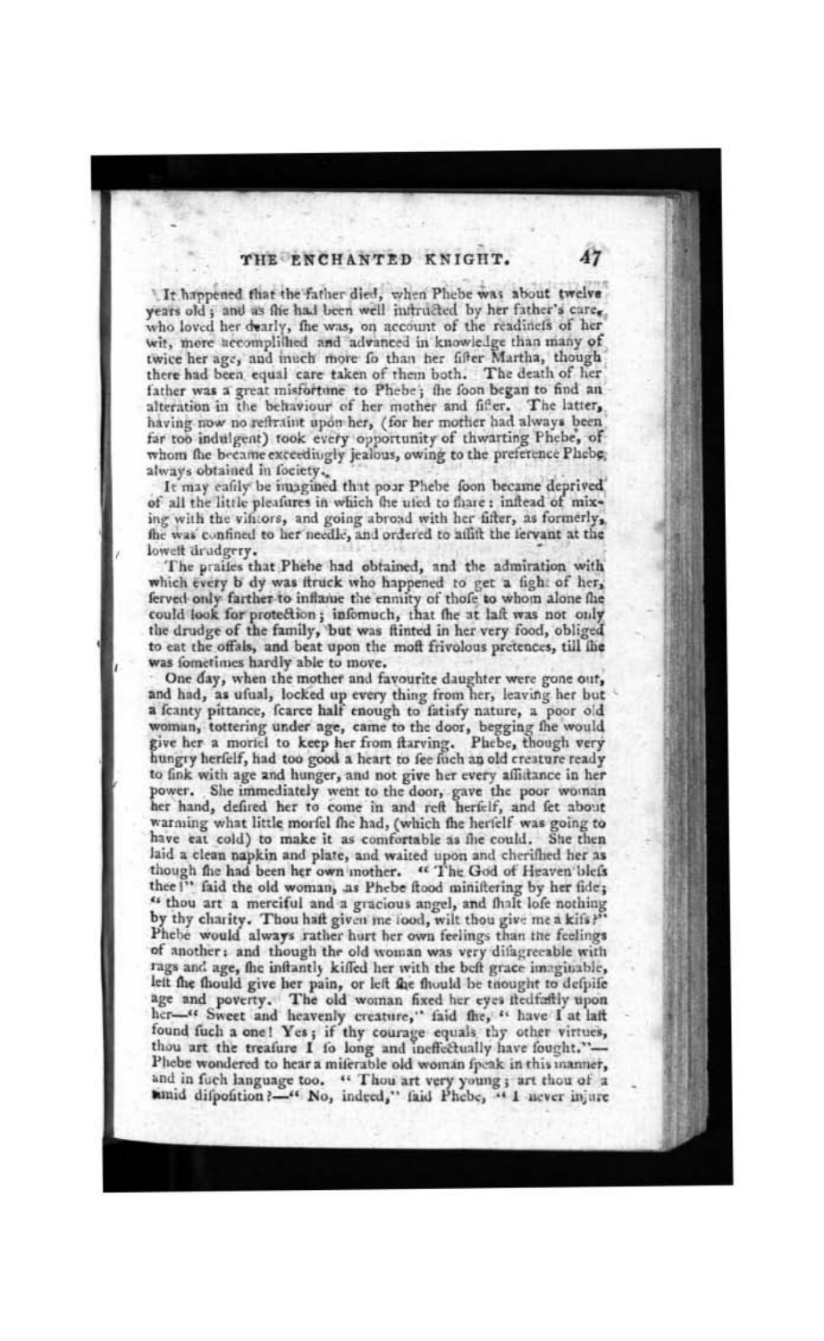It happened that the father died, when Phebe was about twelve years old; and as she had been well instructed by her father's care, who loved her dearly, she was, on account of the readiness of her wit, more accomplished and advanced in knowledge than many of twice her age, and much more so than her sister Martha, though there had been equal care taken of them both. The death of her father was a great misfortune to Phebe; she soon began to find an alteration in the behaviour of her mother and sister. The latter, having now no restraint upon her, (for her mother had always been far too indulgent) took every opportunity of thwarting Phebe, of whom she became exceedingly jealous, owing to the preference Phebe always obtained in society.

It may easily be imagined that poor Phebe soon became deprived of all the little pleasures in which she used to share: instead of mixing with the visitors, and going abroad with her sister, as formerly, she was confined to her needle, and ordered to assist the servant at the lowest drudgery.

The praises that Phebe had obtained, and the admiration with which every body was struck who happened to get a sight of her, served only farther to inflame the enmity of those to whom alone she could look for protection; insomuch, that she at last was not only the drudge of the family, but was stinted in her very food, obliged to eat the offals, and beat upon the most frivolous pretences, till she was sometimes hardly able to move.

One day, when the mother and favourite daughter were gone out, and had, as usual, locked up every thing from her, leaving her but a scanty pittance, scarce half enough to satisfy nature, a poor old woman, tottering under age, came to the door, begging she would give her a morsel to keep her from starving. Phebe, though very hungry herself, had too good a heart to see such an old creature ready to sink with age and hunger, and not give her every assistance in her power. She immediately went to the door, gave the poor woman her hand, desired her to come in and rest herself, and set about warming what little morsel she had, (which she herself was going to have eat cold) to make it as comfortable as she could. She then laid a clean napkin and plate, and waited upon and cherished her as though she had been her own mother. "The God of Heaven bless thee!" said the old woman, as Phebe stood ministering by her side; "thou art a merciful and a gracious angel, and shalt lose nothing by thy charity. Thou hast given me food, wilt thou give me a kiss?" Phebe would always rather hurt her own feelings than the feelings of another: and though the old woman was very disagreeable with rags and age, she instantly kissed her with the best grace imaginable, lest she should give her pain, or lest she should be thought to despise age and poverty. The old woman fixed her eyes stedfastly upon her—"Sweet and heavenly creature," said she, "have I at last found such a one! Yes; if thy courage equals thy other virtues, thou art the treasure I so long and ineffectually have sought."—Phebe wondered to hear a miserable old woman speak in this manner, and in such language too. "Thou art very young; art thou of a timid disposition?—"No, indeed," said Phebe, "I never injure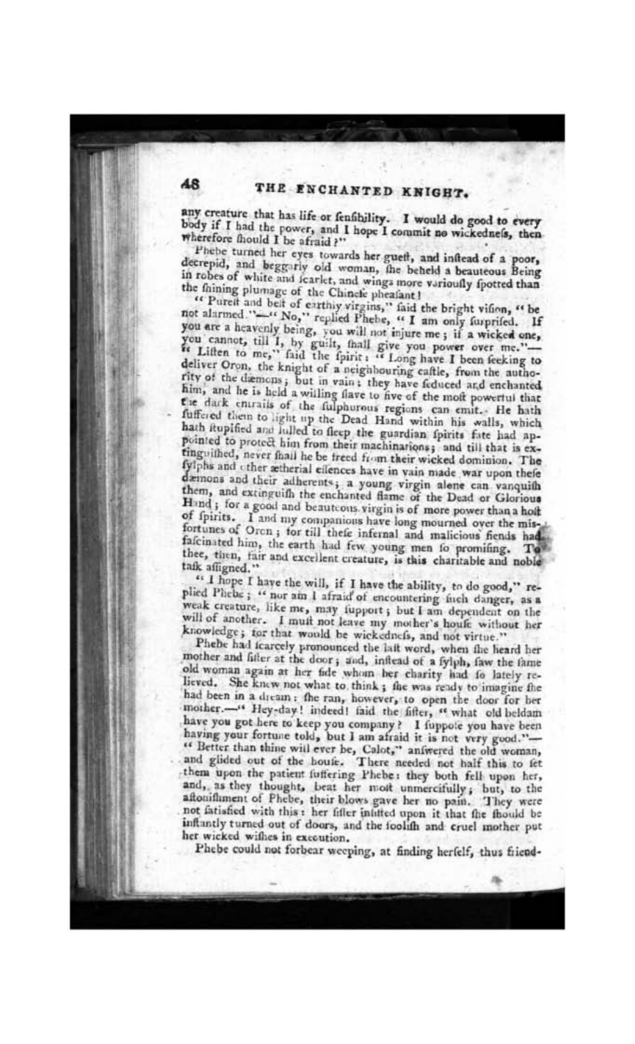any creature that has life or fenfibility. I would do good to every body if I had the power, and I hope I commit no wickednefs, then wherefore fhould I be afraid?"

Phebe turned her eyes towards her gueft, and inftead of a poor, decrepid, and beggarly old woman, fhe beheld a beauteous Being in robes of white and fcarlet, and wings more varioufly fpotted than the fhining plumage of the Chinefe pheafant!

"Pureft and beft of earthly virgins," faid the bright vifion, "be not alarmed."—"No," replied Phebe, "I am only furprifed. If you are a heavenly being, you will not injure me; if a wicked one, you cannot, till I, by guilt, fhall give you power over me."—"Liften to me," faid the fpirit: "Long have I been feeking to deliver Oron, the knight of a neighbouring caftle, from the authority of the dæmons; but in vain; they have feduced and enchanted him, and he is held a willing flave to five of the moft powerful that the dark entrails of the fulphurous regions can emit. He hath fuffered them to light up the Dead Hand within his walls, which hath ftupified and lulled to fleep the guardian fpirits fate had appointed to protect him from their machinations; and till that is extinguifhed, never fhall he be freed from their wicked dominion. The fylphs and other ætherial effences have in vain made war upon thefe dæmons and their adherents; a young virgin alone can vanquifh them, and extinguifh the enchanted flame of the Dead or Glorious Hand; for a good and beauteous virgin is of more power than a hoft of fpirits. I and my companions have long mourned over the misfortunes of Oron; for till thefe infernal and malicious fiends had fafcinated him, the earth had few young men fo promifing. To thee, then, fair and excellent creature, is this charitable and noble tafk affigned."

"I hope I have the will, if I have the ability, to do good," replied Phebe; "nor am I afraid of encountering fuch danger, as a weak creature, like me, may fupport; but I am dependent on the will of another. I muft not leave my mother's houfe without her knowledge; for that would be wickednefs, and not virtue."

Phebe had fcarcely pronounced the laft word, when fhe heard her mother and fifter at the door; and, inftead of a fylph, faw the fame old woman again at her fide whom her charity had fo lately relieved. She knew not what to think; fhe was ready to imagine fhe had been in a dream: fhe ran, however, to open the door for her mother.—"Hey-day! indeed! faid the fifter, "what old beldam have you got here to keep you company? I fuppofe you have been having your fortune told, but I am afraid it is not very good."—"Better than thine will ever be, Calot," anfwered the old woman, and glided out of the houfe. There needed not half this to fet them upon the patient fuffering Phebe: they both fell upon her, and, as they thought, beat her moft unmercifully; but, to the aftonifhment of Phebe, their blows gave her no pain. They were not fatisfied with this: her fifter infifted upon it that fhe fhould be inftantly turned out of doors, and the foolifh and cruel mother put her wicked wifhes in execution.

Phebe could not forbear weeping, at finding herfelf, thus friend-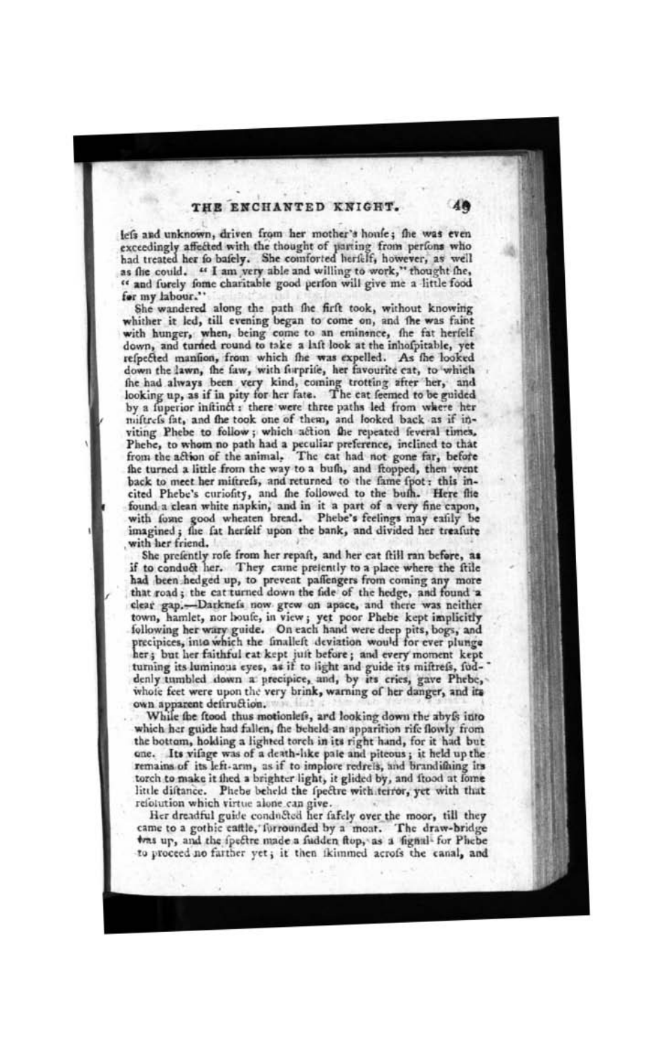less and unknown, driven from her mother's house; she was even exceedingly affected with the thought of parting from persons who had treated her so basely. She comforted herself, however, as well as she could. "I am very able and willing to work," thought she, "and surely some charitable good person will give me a little food for my labour."

She wandered along the path she first took, without knowing whither it led, till evening began to come on, and she was faint with hunger, when, being come to an eminence, she sat herself down, and turned round to take a last look at the inhospitable, yet respected mansion, from which she was expelled. As she looked down the lawn, she saw, with surprise, her favourite cat, to which she had always been very kind, coming trotting after her, and looking up, as if in pity for her fate. The cat seemed to be guided by a superior instinct: there were three paths led from where her mistress sat, and she took one of them, and looked back as if inviting Phebe to follow; which action she repeated several times. Phebe, to whom no path had a peculiar preference, inclined to that from the action of the animal. The cat had not gone far, before she turned a little from the way to a bush, and stopped, then went back to meet her mistress, and returned to the same spot: this incited Phebe's curiosity, and she followed to the bush. Here she found a clean white napkin, and in it a part of a very fine capon, with some good wheaten bread. Phebe's feelings may easily be imagined; she sat herself upon the bank, and divided her treasure with her friend.

She presently rose from her repast, and her cat still ran before, as if to conduct her. They came presently to a place where the stile had been hedged up, to prevent passengers from coming any more that road; the cat turned down the side of the hedge, and found a clear gap.—Darkness now grew on apace, and there was neither town, hamlet, nor house, in view; yet poor Phebe kept implicitly following her wary guide. On each hand were deep pits, bogs, and precipices, into which the smallest deviation would for ever plunge her; but her faithful cat kept just before; and every moment kept turning its luminous eyes, as if to light and guide its mistress, suddenly tumbled down a precipice, and, by its cries, gave Phebe, whose feet were upon the very brink, warning of her danger, and its own apparent destruction.

While she stood thus motionless, and looking down the abyss into which her guide had fallen, she beheld an apparition rise slowly from the bottom, holding a lighted torch in its right hand, for it had but one. Its visage was of a death-like pale and piteous; it held up the remains of its left-arm, as if to implore redress, and brandishing its torch to make it shed a brighter light, it glided by, and stood at some little distance. Phebe beheld the spectre with terror, yet with that resolution which virtue alone can give.

Her dreadful guide conducted her safely over the moor, till they came to a gothic castle, surrounded by a moat. The draw-bridge was up, and the spectre made a sudden stop, as a signal for Phebe to proceed no farther yet; it then skimmed across the canal, and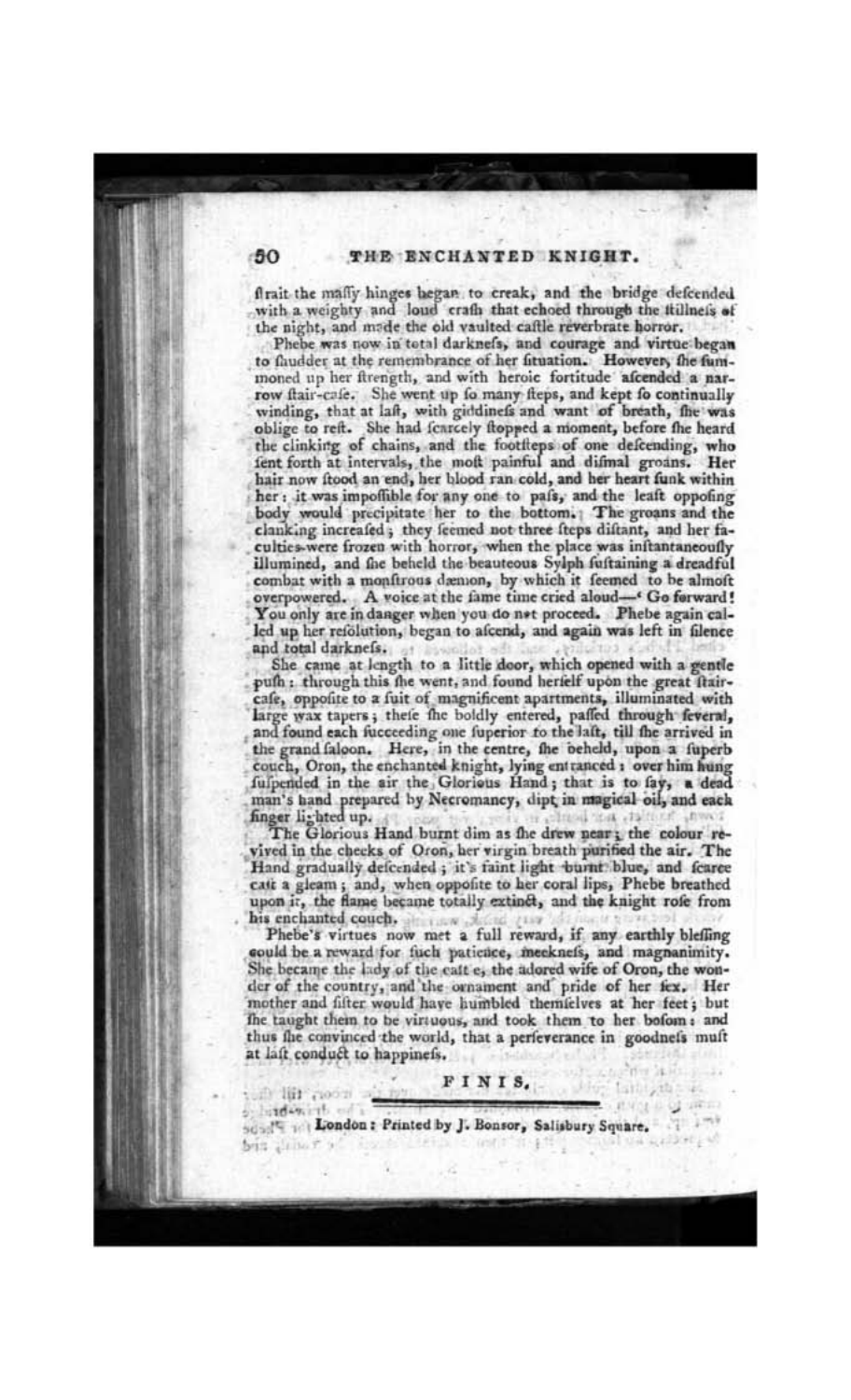ftrait the maffy hinges began to creak, and the bridge defcended with a weighty and loud crafh that echoed through the ftillnefs of the night, and made the old vaulted caftle reverbrate horror.

Phebe was now in total darknefs, and courage and virtue began to fhudder at the remembrance of her fituation. However, fhe fummoned up her ftrength, and with heroic fortitude afcended a narrow ftair-cafe. She went up fo many fteps, and kept fo continually winding, that at laft, with giddinefs and want of breath, fhe was oblige to reft. She had fcarcely ftopped a moment, before fhe heard the clinking of chains, and the footfteps of one defcending, who fent forth at intervals, the moft painful and difmal groans. Her hair now ftood an end, her blood ran cold, and her heart funk within her: it was impoffible for any one to pafs, and the leaft oppofing body would precipitate her to the bottom. The groans and the clanking increafed; they feemed not three fteps diftant, and her faculties were frozen with horror, when the place was inftantaneoufly illumined, and fhe beheld the beauteous Sylph fuftaining a dreadful combat with a monftrous dæmon, by which it feemed to be almoft overpowered. A voice at the fame time cried aloud—'Go forward! You only are in danger when you do not proceed. Phebe again called up her refolution, began to afcend, and again was left in filence and total darknefs.

She came at length to a little door, which opened with a gentle pufh: through this fhe went, and found herfelf upon the great ftaircafe, oppofite to a fuit of magnificent apartments, illuminated with large wax tapers; thefe fhe boldly entered, paffed through feveral, and found each fucceeding one fuperior to the laft, till fhe arrived in the grand faloon. Here, in the centre, fhe beheld, upon a fuperb couch, Oron, the enchanted knight, lying entranced: over him hung fufpended in the air the Glorious Hand; that is to fay, a dead man's hand prepared by Necromancy, dipt in magical oil, and each finger lighted up.

The Glorious Hand burnt dim as fhe drew near; the colour revived in the cheeks of Oron, her virgin breath purified the air. The Hand gradually defcended; it's faint light burnt blue, and fcarce caft a gleam; and, when oppofite to her coral lips, Phebe breathed upon it, the flame became totally extinct, and the knight rofe from his enchanted couch.

Phebe's virtues now met a full reward, if any earthly bleffing could be a reward for fuch patience, meeknefs, and magnanimity. She became the lady of the caft e, the adored wife of Oron, the wonder of the country, and the ornament and pride of her fex. Her mother and fifter would have humbled themfelves at her feet; but fhe taught them to be virtuous, and took them to her bofom: and thus fhe convinced the world, that a perfeverance in goodnefs muft at laft conduct to happinefs.

**FINIS.**

London: Printed by J. Bonsor, Salisbury Square.